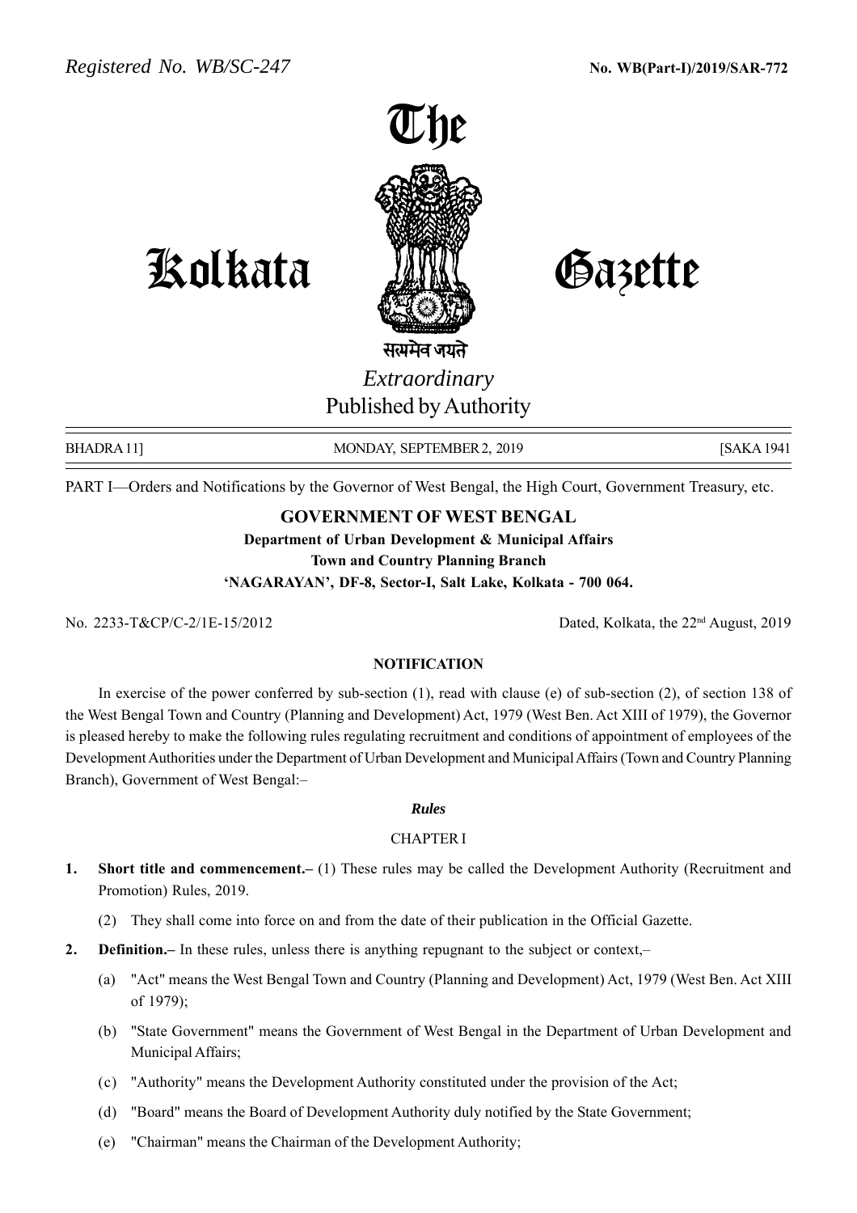*Registered No. WB/SC-247* **No. WB(Part-I)/2019/SAR-772**

# The Kolkata Gazette

सत्यमेव जयते

*Extraordinary*

Published by Authority

BHADRA 11] MONDAY, SEPTEMBER 2, 2019 [SAKA 1941

PART I—Orders and Notifications by the Governor of West Bengal, the High Court, Government Treasury, etc.

## GOVERNMENT OF WEST BENGAL

**Department of Urban Development & Municipal Affairs**

**Town and Country Planning Branch**

**'NAGARAYAN', DF-8, Sector-I, Salt Lake, Kolkata - 700 064.**

No. 2233-T&CP/C-2/1E-15/2012 Dated, Kolkata, the 22nd August, 2019

### NOTIFICATION

In exercise of the power conferred by sub-section (1), read with clause (e) of sub-section (2), of section 138 of the West Bengal Town and Country (Planning and Development) Act, 1979 (West Ben. Act XIII of 1979), the Governor is pleased hereby to make the following rules regulating recruitment and conditions of appointment of employees of the Development Authorities under the Department of Urban Development and Municipal Affairs (Town and Country Planning Branch), Government of West Bengal:–

***Rules***

CHAPTER I

1. **Short title and commencement.–** (1) These rules may be called the Development Authority (Recruitment and Promotion) Rules, 2019.

   (2) They shall come into force on and from the date of their publication in the Official Gazette.

2. **Definition.–** In these rules, unless there is anything repugnant to the subject or context,–

   (a) "Act" means the West Bengal Town and Country (Planning and Development) Act, 1979 (West Ben. Act XIII of 1979);

   (b) "State Government" means the Government of West Bengal in the Department of Urban Development and Municipal Affairs;

   (c) "Authority" means the Development Authority constituted under the provision of the Act;

   (d) "Board" means the Board of Development Authority duly notified by the State Government;

   (e) "Chairman" means the Chairman of the Development Authority;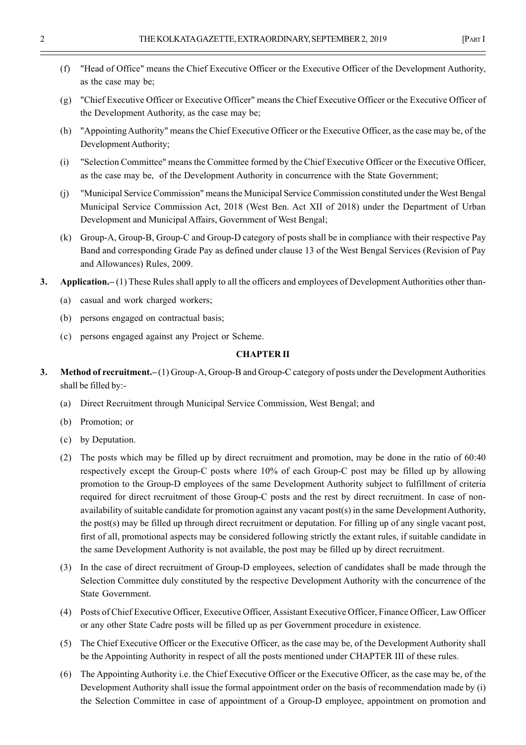(f) "Head of Office" means the Chief Executive Officer or the Executive Officer of the Development Authority, as the case may be;

(g) "Chief Executive Officer or Executive Officer" means the Chief Executive Officer or the Executive Officer of the Development Authority, as the case may be;

(h) "Appointing Authority" means the Chief Executive Officer or the Executive Officer, as the case may be, of the Development Authority;

(i) "Selection Committee" means the Committee formed by the Chief Executive Officer or the Executive Officer, as the case may be, of the Development Authority in concurrence with the State Government;

(j) "Municipal Service Commission" means the Municipal Service Commission constituted under the West Bengal Municipal Service Commission Act, 2018 (West Ben. Act XII of 2018) under the Department of Urban Development and Municipal Affairs, Government of West Bengal;

(k) Group-A, Group-B, Group-C and Group-D category of posts shall be in compliance with their respective Pay Band and corresponding Grade Pay as defined under clause 13 of the West Bengal Services (Revision of Pay and Allowances) Rules, 2009.

**3. Application.–** (1) These Rules shall apply to all the officers and employees of Development Authorities other than-

(a) casual and work charged workers;

(b) persons engaged on contractual basis;

(c) persons engaged against any Project or Scheme.

## CHAPTER II

**3. Method of recruitment.–** (1) Group-A, Group-B and Group-C category of posts under the Development Authorities shall be filled by:-

(a) Direct Recruitment through Municipal Service Commission, West Bengal; and

(b) Promotion; or

(c) by Deputation.

(2) The posts which may be filled up by direct recruitment and promotion, may be done in the ratio of 60:40 respectively except the Group-C posts where 10% of each Group-C post may be filled up by allowing promotion to the Group-D employees of the same Development Authority subject to fulfillment of criteria required for direct recruitment of those Group-C posts and the rest by direct recruitment. In case of non-availability of suitable candidate for promotion against any vacant post(s) in the same Development Authority, the post(s) may be filled up through direct recruitment or deputation. For filling up of any single vacant post, first of all, promotional aspects may be considered following strictly the extant rules, if suitable candidate in the same Development Authority is not available, the post may be filled up by direct recruitment.

(3) In the case of direct recruitment of Group-D employees, selection of candidates shall be made through the Selection Committee duly constituted by the respective Development Authority with the concurrence of the State Government.

(4) Posts of Chief Executive Officer, Executive Officer, Assistant Executive Officer, Finance Officer, Law Officer or any other State Cadre posts will be filled up as per Government procedure in existence.

(5) The Chief Executive Officer or the Executive Officer, as the case may be, of the Development Authority shall be the Appointing Authority in respect of all the posts mentioned under CHAPTER III of these rules.

(6) The Appointing Authority i.e. the Chief Executive Officer or the Executive Officer, as the case may be, of the Development Authority shall issue the formal appointment order on the basis of recommendation made by (i) the Selection Committee in case of appointment of a Group-D employee, appointment on promotion and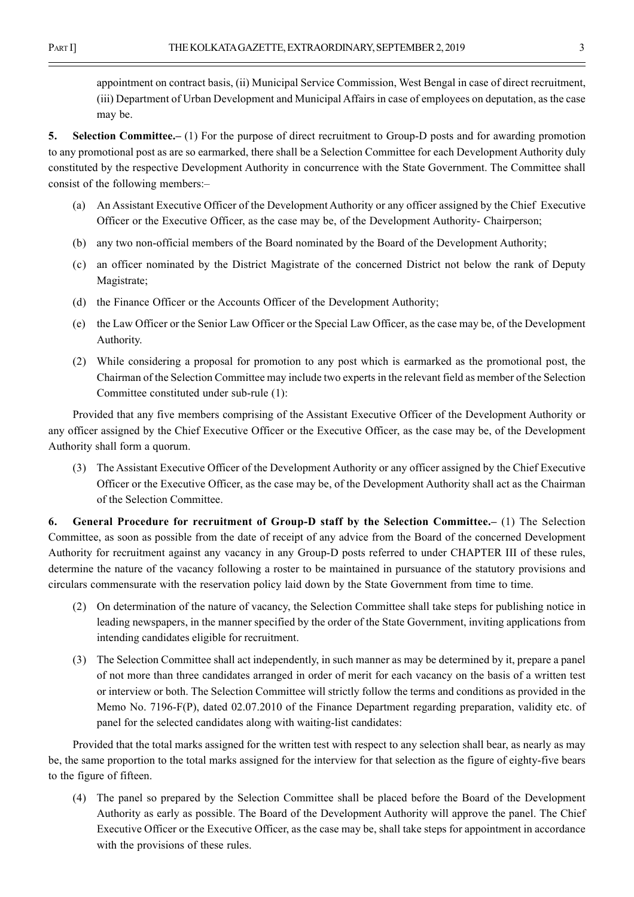appointment on contract basis, (ii) Municipal Service Commission, West Bengal in case of direct recruitment, (iii) Department of Urban Development and Municipal Affairs in case of employees on deputation, as the case may be.

**5. Selection Committee.–** (1) For the purpose of direct recruitment to Group-D posts and for awarding promotion to any promotional post as are so earmarked, there shall be a Selection Committee for each Development Authority duly constituted by the respective Development Authority in concurrence with the State Government. The Committee shall consist of the following members:–

(a) An Assistant Executive Officer of the Development Authority or any officer assigned by the Chief Executive Officer or the Executive Officer, as the case may be, of the Development Authority- Chairperson;

(b) any two non-official members of the Board nominated by the Board of the Development Authority;

(c) an officer nominated by the District Magistrate of the concerned District not below the rank of Deputy Magistrate;

(d) the Finance Officer or the Accounts Officer of the Development Authority;

(e) the Law Officer or the Senior Law Officer or the Special Law Officer, as the case may be, of the Development Authority.

(2) While considering a proposal for promotion to any post which is earmarked as the promotional post, the Chairman of the Selection Committee may include two experts in the relevant field as member of the Selection Committee constituted under sub-rule (1):

Provided that any five members comprising of the Assistant Executive Officer of the Development Authority or any officer assigned by the Chief Executive Officer or the Executive Officer, as the case may be, of the Development Authority shall form a quorum.

(3) The Assistant Executive Officer of the Development Authority or any officer assigned by the Chief Executive Officer or the Executive Officer, as the case may be, of the Development Authority shall act as the Chairman of the Selection Committee.

**6. General Procedure for recruitment of Group-D staff by the Selection Committee.–** (1) The Selection Committee, as soon as possible from the date of receipt of any advice from the Board of the concerned Development Authority for recruitment against any vacancy in any Group-D posts referred to under CHAPTER III of these rules, determine the nature of the vacancy following a roster to be maintained in pursuance of the statutory provisions and circulars commensurate with the reservation policy laid down by the State Government from time to time.

(2) On determination of the nature of vacancy, the Selection Committee shall take steps for publishing notice in leading newspapers, in the manner specified by the order of the State Government, inviting applications from intending candidates eligible for recruitment.

(3) The Selection Committee shall act independently, in such manner as may be determined by it, prepare a panel of not more than three candidates arranged in order of merit for each vacancy on the basis of a written test or interview or both. The Selection Committee will strictly follow the terms and conditions as provided in the Memo No. 7196-F(P), dated 02.07.2010 of the Finance Department regarding preparation, validity etc. of panel for the selected candidates along with waiting-list candidates:

Provided that the total marks assigned for the written test with respect to any selection shall bear, as nearly as may be, the same proportion to the total marks assigned for the interview for that selection as the figure of eighty-five bears to the figure of fifteen.

(4) The panel so prepared by the Selection Committee shall be placed before the Board of the Development Authority as early as possible. The Board of the Development Authority will approve the panel. The Chief Executive Officer or the Executive Officer, as the case may be, shall take steps for appointment in accordance with the provisions of these rules.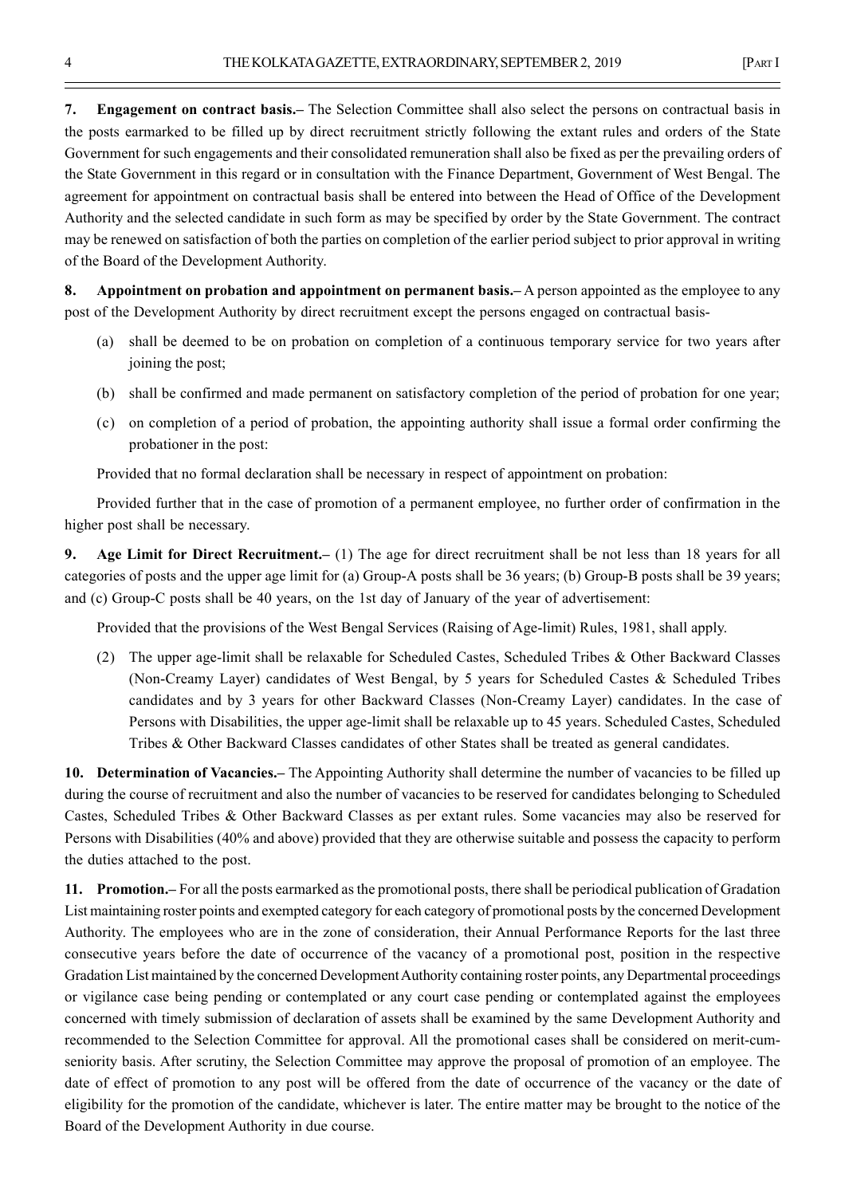**7. Engagement on contract basis.–** The Selection Committee shall also select the persons on contractual basis in the posts earmarked to be filled up by direct recruitment strictly following the extant rules and orders of the State Government for such engagements and their consolidated remuneration shall also be fixed as per the prevailing orders of the State Government in this regard or in consultation with the Finance Department, Government of West Bengal. The agreement for appointment on contractual basis shall be entered into between the Head of Office of the Development Authority and the selected candidate in such form as may be specified by order by the State Government. The contract may be renewed on satisfaction of both the parties on completion of the earlier period subject to prior approval in writing of the Board of the Development Authority.

**8. Appointment on probation and appointment on permanent basis.–** A person appointed as the employee to any post of the Development Authority by direct recruitment except the persons engaged on contractual basis-

(a) shall be deemed to be on probation on completion of a continuous temporary service for two years after joining the post;

(b) shall be confirmed and made permanent on satisfactory completion of the period of probation for one year;

(c) on completion of a period of probation, the appointing authority shall issue a formal order confirming the probationer in the post:

Provided that no formal declaration shall be necessary in respect of appointment on probation:

Provided further that in the case of promotion of a permanent employee, no further order of confirmation in the higher post shall be necessary.

**9. Age Limit for Direct Recruitment.–** (1) The age for direct recruitment shall be not less than 18 years for all categories of posts and the upper age limit for (a) Group-A posts shall be 36 years; (b) Group-B posts shall be 39 years; and (c) Group-C posts shall be 40 years, on the 1st day of January of the year of advertisement:

Provided that the provisions of the West Bengal Services (Raising of Age-limit) Rules, 1981, shall apply.

(2) The upper age-limit shall be relaxable for Scheduled Castes, Scheduled Tribes & Other Backward Classes (Non-Creamy Layer) candidates of West Bengal, by 5 years for Scheduled Castes & Scheduled Tribes candidates and by 3 years for other Backward Classes (Non-Creamy Layer) candidates. In the case of Persons with Disabilities, the upper age-limit shall be relaxable up to 45 years. Scheduled Castes, Scheduled Tribes & Other Backward Classes candidates of other States shall be treated as general candidates.

**10. Determination of Vacancies.–** The Appointing Authority shall determine the number of vacancies to be filled up during the course of recruitment and also the number of vacancies to be reserved for candidates belonging to Scheduled Castes, Scheduled Tribes & Other Backward Classes as per extant rules. Some vacancies may also be reserved for Persons with Disabilities (40% and above) provided that they are otherwise suitable and possess the capacity to perform the duties attached to the post.

**11. Promotion.–** For all the posts earmarked as the promotional posts, there shall be periodical publication of Gradation List maintaining roster points and exempted category for each category of promotional posts by the concerned Development Authority. The employees who are in the zone of consideration, their Annual Performance Reports for the last three consecutive years before the date of occurrence of the vacancy of a promotional post, position in the respective Gradation List maintained by the concerned Development Authority containing roster points, any Departmental proceedings or vigilance case being pending or contemplated or any court case pending or contemplated against the employees concerned with timely submission of declaration of assets shall be examined by the same Development Authority and recommended to the Selection Committee for approval. All the promotional cases shall be considered on merit-cum-seniority basis. After scrutiny, the Selection Committee may approve the proposal of promotion of an employee. The date of effect of promotion to any post will be offered from the date of occurrence of the vacancy or the date of eligibility for the promotion of the candidate, whichever is later. The entire matter may be brought to the notice of the Board of the Development Authority in due course.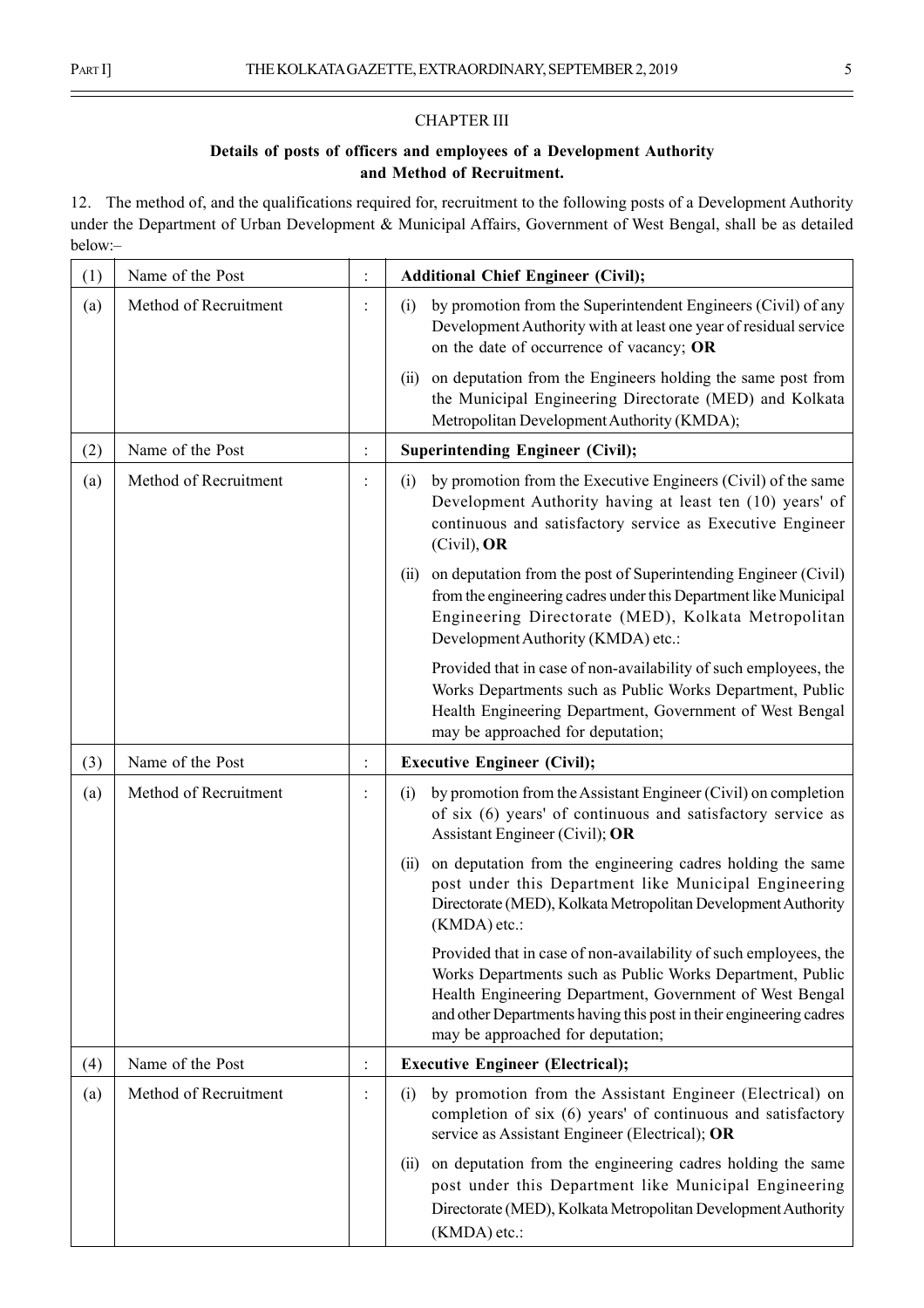## CHAPTER III

### Details of posts of officers and employees of a Development Authority and Method of Recruitment.

12. The method of, and the qualifications required for, recruitment to the following posts of a Development Authority under the Department of Urban Development & Municipal Affairs, Government of West Bengal, shall be as detailed below:–

| | | | |
|---|---|---|---|
| (1) | Name of the Post | : | **Additional Chief Engineer (Civil);** |
| (a) | Method of Recruitment | : | (i) by promotion from the Superintendent Engineers (Civil) of any Development Authority with at least one year of residual service on the date of occurrence of vacancy; **OR**<br><br>(ii) on deputation from the Engineers holding the same post from the Municipal Engineering Directorate (MED) and Kolkata Metropolitan Development Authority (KMDA); |
| (2) | Name of the Post | : | **Superintending Engineer (Civil);** |
| (a) | Method of Recruitment | : | (i) by promotion from the Executive Engineers (Civil) of the same Development Authority having at least ten (10) years' of continuous and satisfactory service as Executive Engineer (Civil), **OR**<br><br>(ii) on deputation from the post of Superintending Engineer (Civil) from the engineering cadres under this Department like Municipal Engineering Directorate (MED), Kolkata Metropolitan Development Authority (KMDA) etc.:<br><br>Provided that in case of non-availability of such employees, the Works Departments such as Public Works Department, Public Health Engineering Department, Government of West Bengal may be approached for deputation; |
| (3) | Name of the Post | : | **Executive Engineer (Civil);** |
| (a) | Method of Recruitment | : | (i) by promotion from the Assistant Engineer (Civil) on completion of six (6) years' of continuous and satisfactory service as Assistant Engineer (Civil); **OR**<br><br>(ii) on deputation from the engineering cadres holding the same post under this Department like Municipal Engineering Directorate (MED), Kolkata Metropolitan Development Authority (KMDA) etc.:<br><br>Provided that in case of non-availability of such employees, the Works Departments such as Public Works Department, Public Health Engineering Department, Government of West Bengal and other Departments having this post in their engineering cadres may be approached for deputation; |
| (4) | Name of the Post | : | **Executive Engineer (Electrical);** |
| (a) | Method of Recruitment | : | (i) by promotion from the Assistant Engineer (Electrical) on completion of six (6) years' of continuous and satisfactory service as Assistant Engineer (Electrical); **OR**<br><br>(ii) on deputation from the engineering cadres holding the same post under this Department like Municipal Engineering Directorate (MED), Kolkata Metropolitan Development Authority (KMDA) etc.: |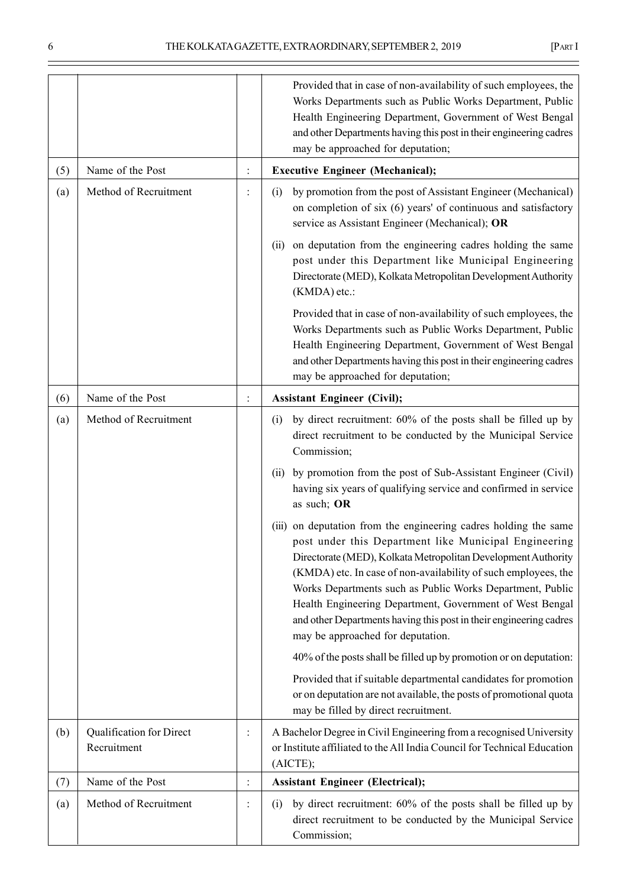| | | | |
|---|---|---|---|
| | | | Provided that in case of non-availability of such employees, the Works Departments such as Public Works Department, Public Health Engineering Department, Government of West Bengal and other Departments having this post in their engineering cadres may be approached for deputation; |
| (5) | Name of the Post | : | **Executive Engineer (Mechanical);** |
| (a) | Method of Recruitment | : | (i) by promotion from the post of Assistant Engineer (Mechanical) on completion of six (6) years' of continuous and satisfactory service as Assistant Engineer (Mechanical); **OR**<br><br>(ii) on deputation from the engineering cadres holding the same post under this Department like Municipal Engineering Directorate (MED), Kolkata Metropolitan Development Authority (KMDA) etc.:<br><br>Provided that in case of non-availability of such employees, the Works Departments such as Public Works Department, Public Health Engineering Department, Government of West Bengal and other Departments having this post in their engineering cadres may be approached for deputation; |
| (6) | Name of the Post | : | **Assistant Engineer (Civil);** |
| (a) | Method of Recruitment | | (i) by direct recruitment: 60% of the posts shall be filled up by direct recruitment to be conducted by the Municipal Service Commission;<br><br>(ii) by promotion from the post of Sub-Assistant Engineer (Civil) having six years of qualifying service and confirmed in service as such; **OR**<br><br>(iii) on deputation from the engineering cadres holding the same post under this Department like Municipal Engineering Directorate (MED), Kolkata Metropolitan Development Authority (KMDA) etc. In case of non-availability of such employees, the Works Departments such as Public Works Department, Public Health Engineering Department, Government of West Bengal and other Departments having this post in their engineering cadres may be approached for deputation.<br><br>40% of the posts shall be filled up by promotion or on deputation:<br><br>Provided that if suitable departmental candidates for promotion or on deputation are not available, the posts of promotional quota may be filled by direct recruitment. |
| (b) | Qualification for Direct Recruitment | : | A Bachelor Degree in Civil Engineering from a recognised University or Institute affiliated to the All India Council for Technical Education (AICTE); |
| (7) | Name of the Post | : | **Assistant Engineer (Electrical);** |
| (a) | Method of Recruitment | : | (i) by direct recruitment: 60% of the posts shall be filled up by direct recruitment to be conducted by the Municipal Service Commission; |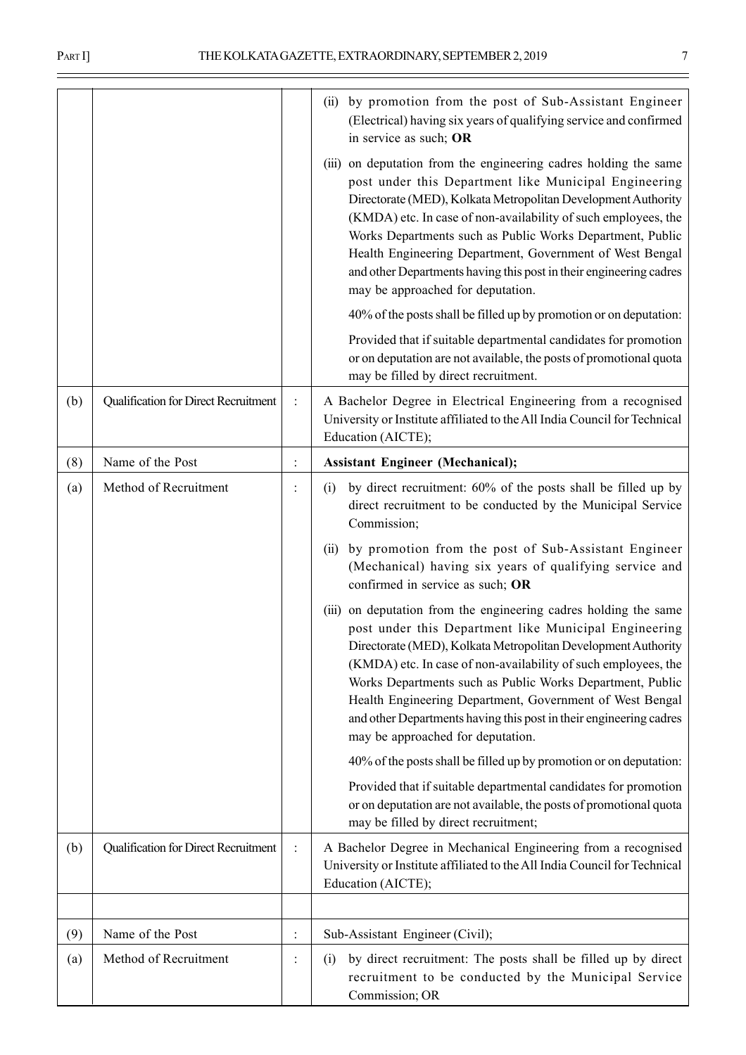| | | | |
|---|---|---|---|
| | | | (ii) by promotion from the post of Sub-Assistant Engineer (Electrical) having six years of qualifying service and confirmed in service as such; **OR**<br><br>(iii) on deputation from the engineering cadres holding the same post under this Department like Municipal Engineering Directorate (MED), Kolkata Metropolitan Development Authority (KMDA) etc. In case of non-availability of such employees, the Works Departments such as Public Works Department, Public Health Engineering Department, Government of West Bengal and other Departments having this post in their engineering cadres may be approached for deputation.<br><br>40% of the posts shall be filled up by promotion or on deputation:<br><br>Provided that if suitable departmental candidates for promotion or on deputation are not available, the posts of promotional quota may be filled by direct recruitment. |
| (b) | Qualification for Direct Recruitment | : | A Bachelor Degree in Electrical Engineering from a recognised University or Institute affiliated to the All India Council for Technical Education (AICTE); |
| (8) | Name of the Post | : | **Assistant Engineer (Mechanical);** |
| (a) | Method of Recruitment | : | (i) by direct recruitment: 60% of the posts shall be filled up by direct recruitment to be conducted by the Municipal Service Commission;<br><br>(ii) by promotion from the post of Sub-Assistant Engineer (Mechanical) having six years of qualifying service and confirmed in service as such; **OR**<br><br>(iii) on deputation from the engineering cadres holding the same post under this Department like Municipal Engineering Directorate (MED), Kolkata Metropolitan Development Authority (KMDA) etc. In case of non-availability of such employees, the Works Departments such as Public Works Department, Public Health Engineering Department, Government of West Bengal and other Departments having this post in their engineering cadres may be approached for deputation.<br><br>40% of the posts shall be filled up by promotion or on deputation:<br><br>Provided that if suitable departmental candidates for promotion or on deputation are not available, the posts of promotional quota may be filled by direct recruitment; |
| (b) | Qualification for Direct Recruitment | : | A Bachelor Degree in Mechanical Engineering from a recognised University or Institute affiliated to the All India Council for Technical Education (AICTE); |
| | | | |
| (9) | Name of the Post | : | Sub-Assistant Engineer (Civil); |
| (a) | Method of Recruitment | : | (i) by direct recruitment: The posts shall be filled up by direct recruitment to be conducted by the Municipal Service Commission; OR |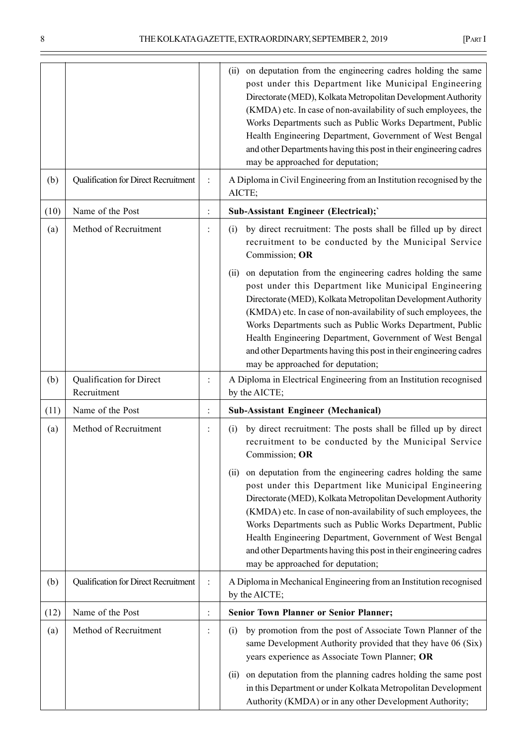| | | | |
|---|---|---|---|
| | | | (ii) on deputation from the engineering cadres holding the same post under this Department like Municipal Engineering Directorate (MED), Kolkata Metropolitan Development Authority (KMDA) etc. In case of non-availability of such employees, the Works Departments such as Public Works Department, Public Health Engineering Department, Government of West Bengal and other Departments having this post in their engineering cadres may be approached for deputation; |
| (b) | Qualification for Direct Recruitment | : | A Diploma in Civil Engineering from an Institution recognised by the AICTE; |
| (10) | Name of the Post | : | **Sub-Assistant Engineer (Electrical);`** |
| (a) | Method of Recruitment | : | (i) by direct recruitment: The posts shall be filled up by direct recruitment to be conducted by the Municipal Service Commission; **OR**<br><br>(ii) on deputation from the engineering cadres holding the same post under this Department like Municipal Engineering Directorate (MED), Kolkata Metropolitan Development Authority (KMDA) etc. In case of non-availability of such employees, the Works Departments such as Public Works Department, Public Health Engineering Department, Government of West Bengal and other Departments having this post in their engineering cadres may be approached for deputation; |
| (b) | Qualification for Direct Recruitment | : | A Diploma in Electrical Engineering from an Institution recognised by the AICTE; |
| (11) | Name of the Post | : | **Sub-Assistant Engineer (Mechanical)** |
| (a) | Method of Recruitment | : | (i) by direct recruitment: The posts shall be filled up by direct recruitment to be conducted by the Municipal Service Commission; **OR**<br><br>(ii) on deputation from the engineering cadres holding the same post under this Department like Municipal Engineering Directorate (MED), Kolkata Metropolitan Development Authority (KMDA) etc. In case of non-availability of such employees, the Works Departments such as Public Works Department, Public Health Engineering Department, Government of West Bengal and other Departments having this post in their engineering cadres may be approached for deputation; |
| (b) | Qualification for Direct Recruitment | : | A Diploma in Mechanical Engineering from an Institution recognised by the AICTE; |
| (12) | Name of the Post | : | **Senior Town Planner or Senior Planner;** |
| (a) | Method of Recruitment | : | (i) by promotion from the post of Associate Town Planner of the same Development Authority provided that they have 06 (Six) years experience as Associate Town Planner; **OR**<br><br>(ii) on deputation from the planning cadres holding the same post in this Department or under Kolkata Metropolitan Development Authority (KMDA) or in any other Development Authority; |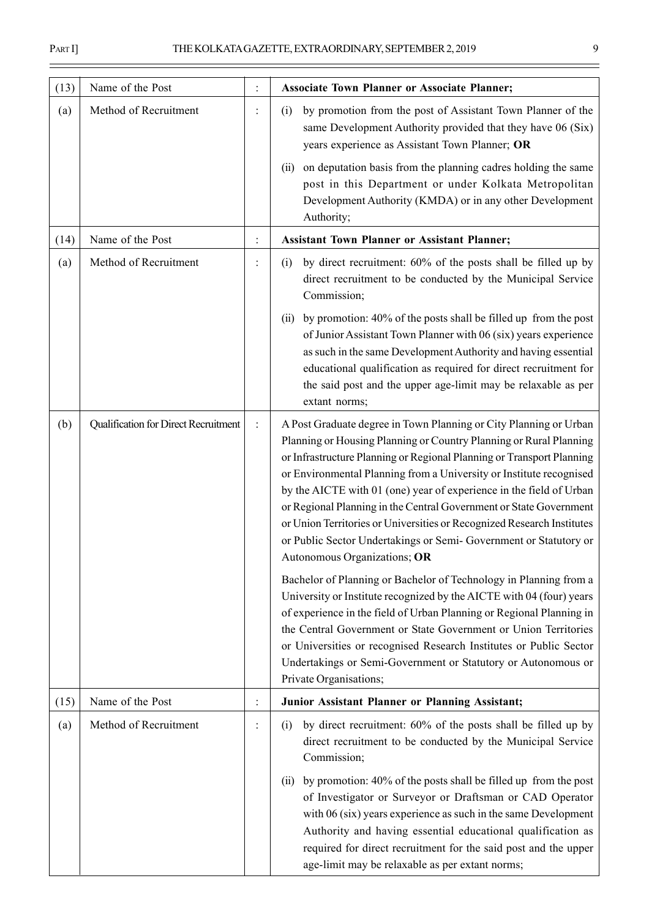| (13) | Name of the Post | : | **Associate Town Planner or Associate Planner;** |
|---|---|---|---|
| (a) | Method of Recruitment | : | (i) by promotion from the post of Assistant Town Planner of the same Development Authority provided that they have 06 (Six) years experience as Assistant Town Planner; **OR**<br><br>(ii) on deputation basis from the planning cadres holding the same post in this Department or under Kolkata Metropolitan Development Authority (KMDA) or in any other Development Authority; |
| (14) | Name of the Post | : | **Assistant Town Planner or Assistant Planner;** |
| (a) | Method of Recruitment | : | (i) by direct recruitment: 60% of the posts shall be filled up by direct recruitment to be conducted by the Municipal Service Commission;<br><br>(ii) by promotion: 40% of the posts shall be filled up from the post of Junior Assistant Town Planner with 06 (six) years experience as such in the same Development Authority and having essential educational qualification as required for direct recruitment for the said post and the upper age-limit may be relaxable as per extant norms; |
| (b) | Qualification for Direct Recruitment | : | A Post Graduate degree in Town Planning or City Planning or Urban Planning or Housing Planning or Country Planning or Rural Planning or Infrastructure Planning or Regional Planning or Transport Planning or Environmental Planning from a University or Institute recognised by the AICTE with 01 (one) year of experience in the field of Urban or Regional Planning in the Central Government or State Government or Union Territories or Universities or Recognized Research Institutes or Public Sector Undertakings or Semi- Government or Statutory or Autonomous Organizations; **OR**<br><br>Bachelor of Planning or Bachelor of Technology in Planning from a University or Institute recognized by the AICTE with 04 (four) years of experience in the field of Urban Planning or Regional Planning in the Central Government or State Government or Union Territories or Universities or recognised Research Institutes or Public Sector Undertakings or Semi-Government or Statutory or Autonomous or Private Organisations; |
| (15) | Name of the Post | : | **Junior Assistant Planner or Planning Assistant;** |
| (a) | Method of Recruitment | : | (i) by direct recruitment: 60% of the posts shall be filled up by direct recruitment to be conducted by the Municipal Service Commission;<br><br>(ii) by promotion: 40% of the posts shall be filled up from the post of Investigator or Surveyor or Draftsman or CAD Operator with 06 (six) years experience as such in the same Development Authority and having essential educational qualification as required for direct recruitment for the said post and the upper age-limit may be relaxable as per extant norms; |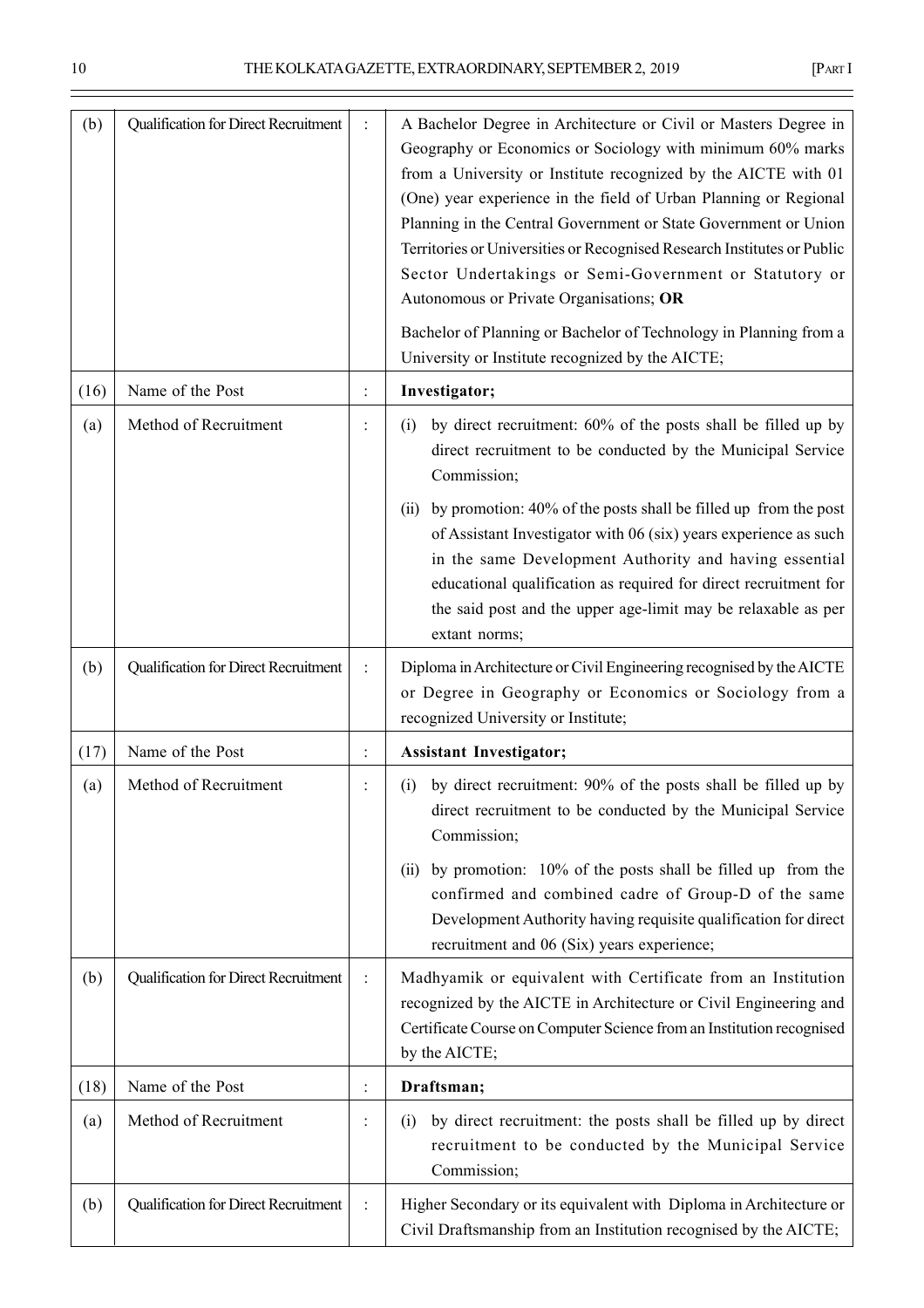| | | | |
|---|---|---|---|
| (b) | Qualification for Direct Recruitment | : | A Bachelor Degree in Architecture or Civil or Masters Degree in Geography or Economics or Sociology with minimum 60% marks from a University or Institute recognized by the AICTE with 01 (One) year experience in the field of Urban Planning or Regional Planning in the Central Government or State Government or Union Territories or Universities or Recognised Research Institutes or Public Sector Undertakings or Semi-Government or Statutory or Autonomous or Private Organisations; **OR**<br><br>Bachelor of Planning or Bachelor of Technology in Planning from a University or Institute recognized by the AICTE; |
| (16) | Name of the Post | : | **Investigator;** |
| (a) | Method of Recruitment | : | (i) by direct recruitment: 60% of the posts shall be filled up by direct recruitment to be conducted by the Municipal Service Commission;<br><br>(ii) by promotion: 40% of the posts shall be filled up from the post of Assistant Investigator with 06 (six) years experience as such in the same Development Authority and having essential educational qualification as required for direct recruitment for the said post and the upper age-limit may be relaxable as per extant norms; |
| (b) | Qualification for Direct Recruitment | : | Diploma in Architecture or Civil Engineering recognised by the AICTE or Degree in Geography or Economics or Sociology from a recognized University or Institute; |
| (17) | Name of the Post | : | **Assistant Investigator;** |
| (a) | Method of Recruitment | : | (i) by direct recruitment: 90% of the posts shall be filled up by direct recruitment to be conducted by the Municipal Service Commission;<br><br>(ii) by promotion: 10% of the posts shall be filled up from the confirmed and combined cadre of Group-D of the same Development Authority having requisite qualification for direct recruitment and 06 (Six) years experience; |
| (b) | Qualification for Direct Recruitment | : | Madhyamik or equivalent with Certificate from an Institution recognized by the AICTE in Architecture or Civil Engineering and Certificate Course on Computer Science from an Institution recognised by the AICTE; |
| (18) | Name of the Post | : | **Draftsman;** |
| (a) | Method of Recruitment | : | (i) by direct recruitment: the posts shall be filled up by direct recruitment to be conducted by the Municipal Service Commission; |
| (b) | Qualification for Direct Recruitment | : | Higher Secondary or its equivalent with Diploma in Architecture or Civil Draftsmanship from an Institution recognised by the AICTE; |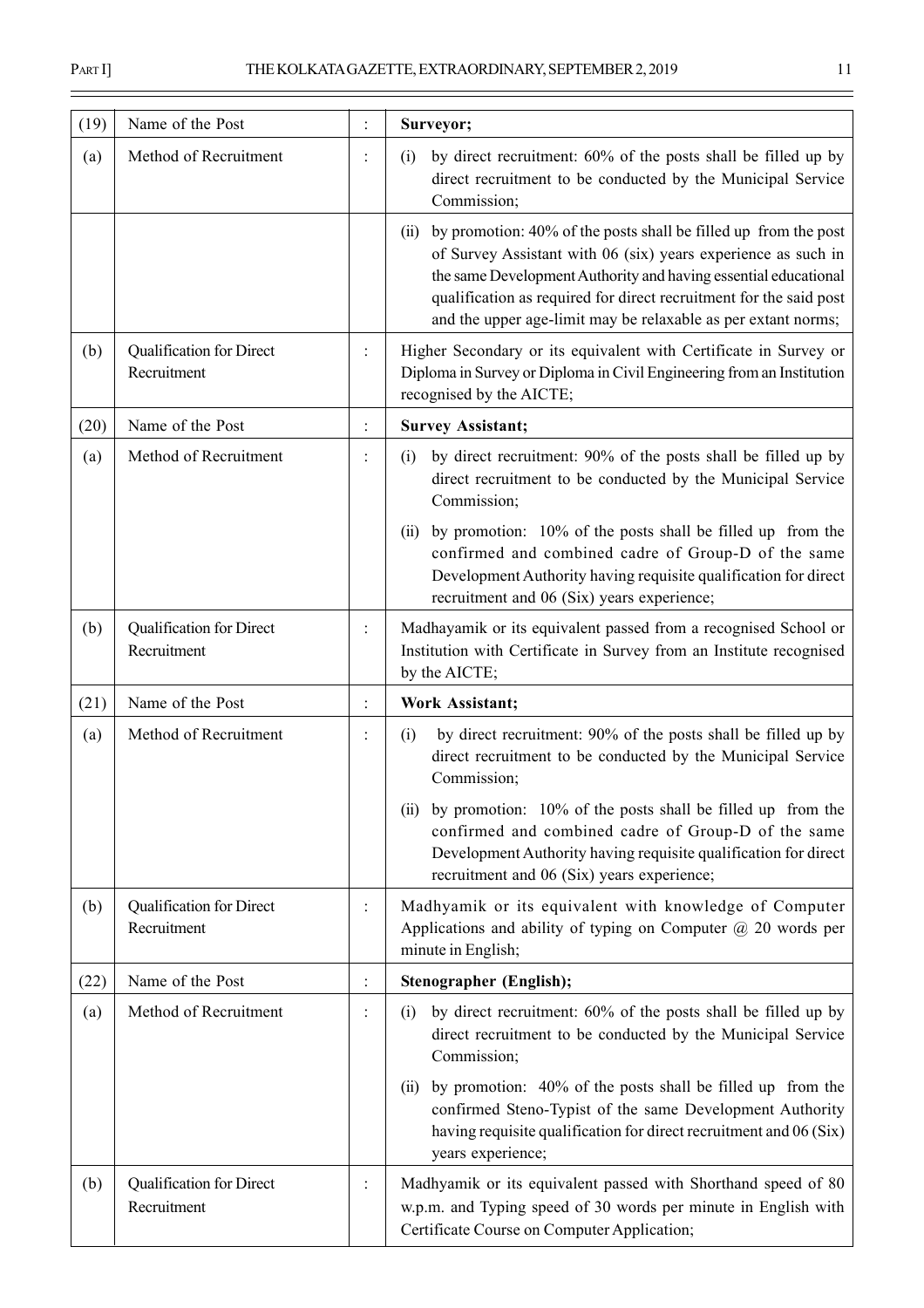| | | | |
|---|---|---|---|
| (19) | Name of the Post | : | **Surveyor;** |
| (a) | Method of Recruitment | : | (i) by direct recruitment: 60% of the posts shall be filled up by direct recruitment to be conducted by the Municipal Service Commission; |
| | | | (ii) by promotion: 40% of the posts shall be filled up from the post of Survey Assistant with 06 (six) years experience as such in the same Development Authority and having essential educational qualification as required for direct recruitment for the said post and the upper age-limit may be relaxable as per extant norms; |
| (b) | Qualification for Direct Recruitment | : | Higher Secondary or its equivalent with Certificate in Survey or Diploma in Survey or Diploma in Civil Engineering from an Institution recognised by the AICTE; |
| (20) | Name of the Post | : | **Survey Assistant;** |
| (a) | Method of Recruitment | : | (i) by direct recruitment: 90% of the posts shall be filled up by direct recruitment to be conducted by the Municipal Service Commission;<br>(ii) by promotion: 10% of the posts shall be filled up from the confirmed and combined cadre of Group-D of the same Development Authority having requisite qualification for direct recruitment and 06 (Six) years experience; |
| (b) | Qualification for Direct Recruitment | : | Madhayamik or its equivalent passed from a recognised School or Institution with Certificate in Survey from an Institute recognised by the AICTE; |
| (21) | Name of the Post | : | **Work Assistant;** |
| (a) | Method of Recruitment | : | (i) by direct recruitment: 90% of the posts shall be filled up by direct recruitment to be conducted by the Municipal Service Commission;<br>(ii) by promotion: 10% of the posts shall be filled up from the confirmed and combined cadre of Group-D of the same Development Authority having requisite qualification for direct recruitment and 06 (Six) years experience; |
| (b) | Qualification for Direct Recruitment | : | Madhyamik or its equivalent with knowledge of Computer Applications and ability of typing on Computer @ 20 words per minute in English; |
| (22) | Name of the Post | : | **Stenographer (English);** |
| (a) | Method of Recruitment | : | (i) by direct recruitment: 60% of the posts shall be filled up by direct recruitment to be conducted by the Municipal Service Commission;<br>(ii) by promotion: 40% of the posts shall be filled up from the confirmed Steno-Typist of the same Development Authority having requisite qualification for direct recruitment and 06 (Six) years experience; |
| (b) | Qualification for Direct Recruitment | : | Madhyamik or its equivalent passed with Shorthand speed of 80 w.p.m. and Typing speed of 30 words per minute in English with Certificate Course on Computer Application; |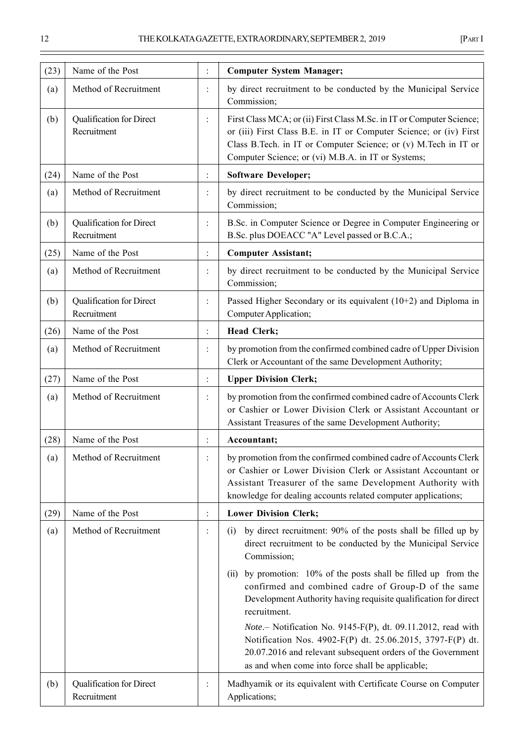| (23) | Name of the Post | : | **Computer System Manager;** |
|---|---|---|---|
| (a) | Method of Recruitment | : | by direct recruitment to be conducted by the Municipal Service Commission; |
| (b) | Qualification for Direct Recruitment | : | First Class MCA; or (ii) First Class M.Sc. in IT or Computer Science; or (iii) First Class B.E. in IT or Computer Science; or (iv) First Class B.Tech. in IT or Computer Science; or (v) M.Tech in IT or Computer Science; or (vi) M.B.A. in IT or Systems; |
| (24) | Name of the Post | : | **Software Developer;** |
| (a) | Method of Recruitment | : | by direct recruitment to be conducted by the Municipal Service Commission; |
| (b) | Qualification for Direct Recruitment | : | B.Sc. in Computer Science or Degree in Computer Engineering or B.Sc. plus DOEACC "A" Level passed or B.C.A.; |
| (25) | Name of the Post | : | **Computer Assistant;** |
| (a) | Method of Recruitment | : | by direct recruitment to be conducted by the Municipal Service Commission; |
| (b) | Qualification for Direct Recruitment | : | Passed Higher Secondary or its equivalent (10+2) and Diploma in Computer Application; |
| (26) | Name of the Post | : | **Head Clerk;** |
| (a) | Method of Recruitment | : | by promotion from the confirmed combined cadre of Upper Division Clerk or Accountant of the same Development Authority; |
| (27) | Name of the Post | : | **Upper Division Clerk;** |
| (a) | Method of Recruitment | : | by promotion from the confirmed combined cadre of Accounts Clerk or Cashier or Lower Division Clerk or Assistant Accountant or Assistant Treasures of the same Development Authority; |
| (28) | Name of the Post | : | **Accountant;** |
| (a) | Method of Recruitment | : | by promotion from the confirmed combined cadre of Accounts Clerk or Cashier or Lower Division Clerk or Assistant Accountant or Assistant Treasurer of the same Development Authority with knowledge for dealing accounts related computer applications; |
| (29) | Name of the Post | : | **Lower Division Clerk;** |
| (a) | Method of Recruitment | : | (i) by direct recruitment: 90% of the posts shall be filled up by direct recruitment to be conducted by the Municipal Service Commission; (ii) by promotion: 10% of the posts shall be filled up from the confirmed and combined cadre of Group-D of the same Development Authority having requisite qualification for direct recruitment. *Note*.– Notification No. 9145-F(P), dt. 09.11.2012, read with Notification Nos. 4902-F(P) dt. 25.06.2015, 3797-F(P) dt. 20.07.2016 and relevant subsequent orders of the Government as and when come into force shall be applicable; |
| (b) | Qualification for Direct Recruitment | : | Madhyamik or its equivalent with Certificate Course on Computer Applications; |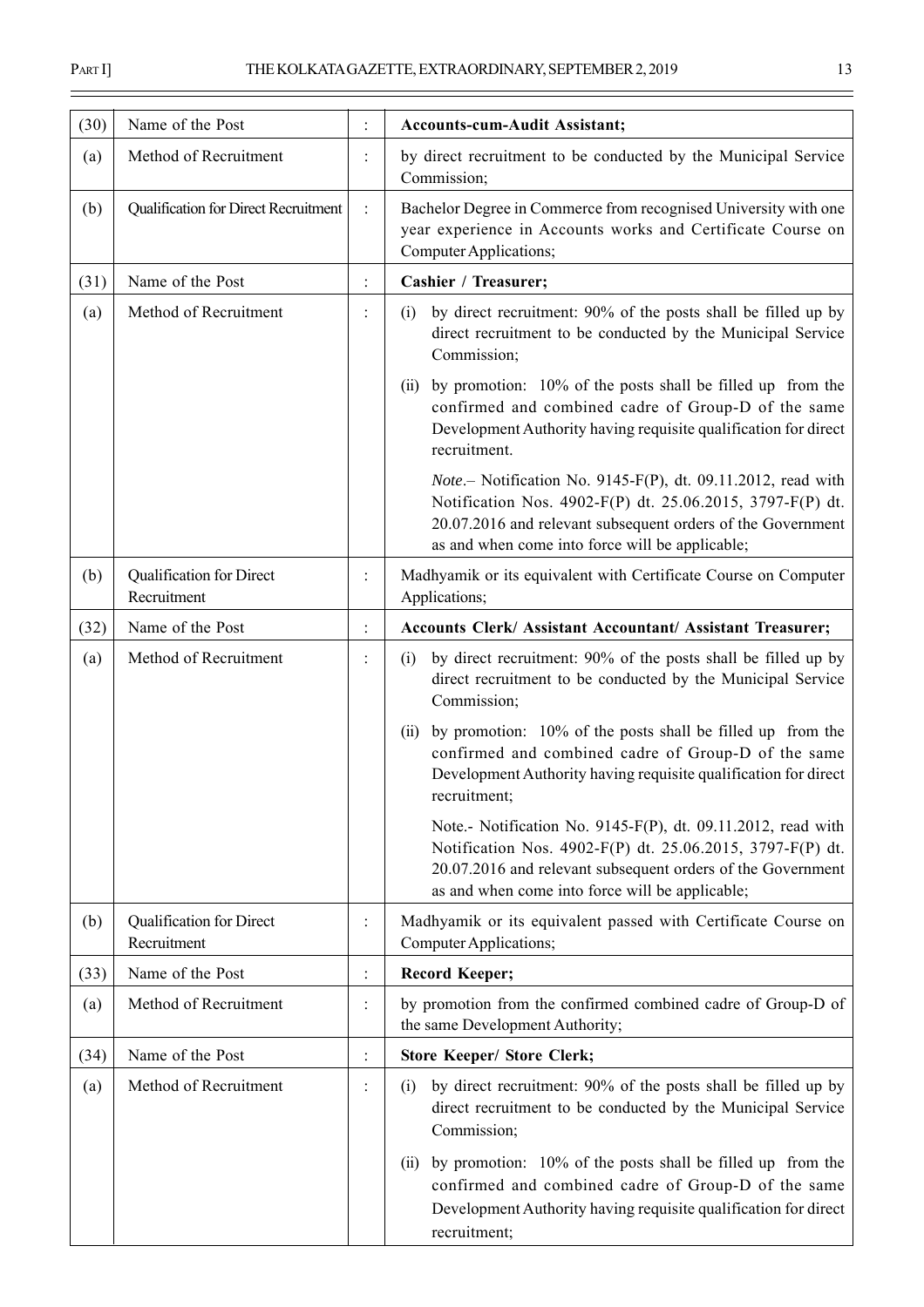| | | | |
|---|---|---|---|
| (30) | Name of the Post | : | **Accounts-cum-Audit Assistant;** |
| (a) | Method of Recruitment | : | by direct recruitment to be conducted by the Municipal Service Commission; |
| (b) | Qualification for Direct Recruitment | : | Bachelor Degree in Commerce from recognised University with one year experience in Accounts works and Certificate Course on Computer Applications; |
| (31) | Name of the Post | : | **Cashier / Treasurer;** |
| (a) | Method of Recruitment | : | (i) by direct recruitment: 90% of the posts shall be filled up by direct recruitment to be conducted by the Municipal Service Commission; (ii) by promotion: 10% of the posts shall be filled up from the confirmed and combined cadre of Group-D of the same Development Authority having requisite qualification for direct recruitment. *Note*.– Notification No. 9145-F(P), dt. 09.11.2012, read with Notification Nos. 4902-F(P) dt. 25.06.2015, 3797-F(P) dt. 20.07.2016 and relevant subsequent orders of the Government as and when come into force will be applicable; |
| (b) | Qualification for Direct Recruitment | : | Madhyamik or its equivalent with Certificate Course on Computer Applications; |
| (32) | Name of the Post | : | **Accounts Clerk/ Assistant Accountant/ Assistant Treasurer;** |
| (a) | Method of Recruitment | : | (i) by direct recruitment: 90% of the posts shall be filled up by direct recruitment to be conducted by the Municipal Service Commission; (ii) by promotion: 10% of the posts shall be filled up from the confirmed and combined cadre of Group-D of the same Development Authority having requisite qualification for direct recruitment; Note.- Notification No. 9145-F(P), dt. 09.11.2012, read with Notification Nos. 4902-F(P) dt. 25.06.2015, 3797-F(P) dt. 20.07.2016 and relevant subsequent orders of the Government as and when come into force will be applicable; |
| (b) | Qualification for Direct Recruitment | : | Madhyamik or its equivalent passed with Certificate Course on Computer Applications; |
| (33) | Name of the Post | : | **Record Keeper;** |
| (a) | Method of Recruitment | : | by promotion from the confirmed combined cadre of Group-D of the same Development Authority; |
| (34) | Name of the Post | : | **Store Keeper/ Store Clerk;** |
| (a) | Method of Recruitment | : | (i) by direct recruitment: 90% of the posts shall be filled up by direct recruitment to be conducted by the Municipal Service Commission; (ii) by promotion: 10% of the posts shall be filled up from the confirmed and combined cadre of Group-D of the same Development Authority having requisite qualification for direct recruitment; |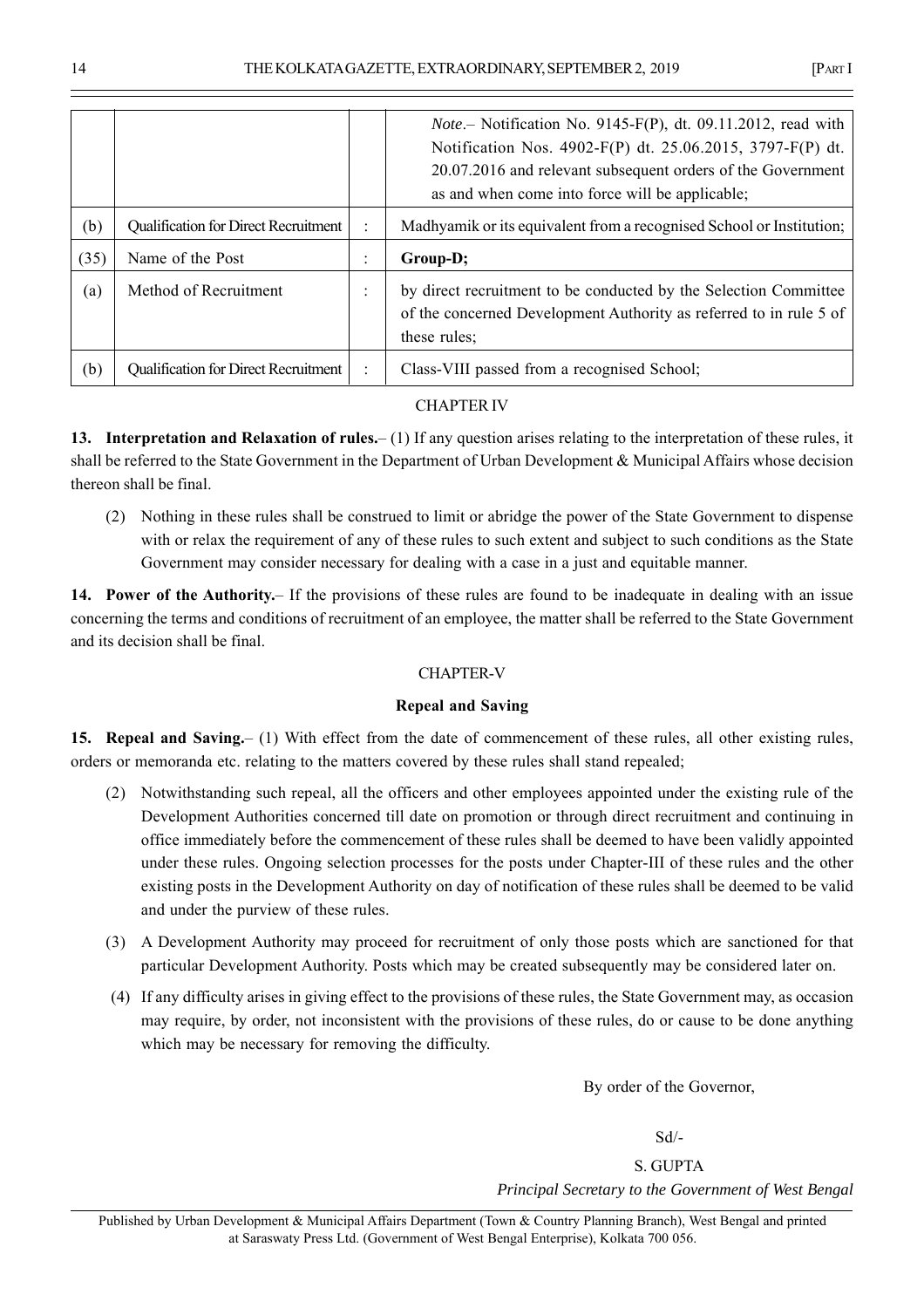| | | | |
|---|---|---|---|
| | | | *Note*.– Notification No. 9145-F(P), dt. 09.11.2012, read with Notification Nos. 4902-F(P) dt. 25.06.2015, 3797-F(P) dt. 20.07.2016 and relevant subsequent orders of the Government as and when come into force will be applicable; |
| (b) | Qualification for Direct Recruitment | : | Madhyamik or its equivalent from a recognised School or Institution; |
| (35) | Name of the Post | : | **Group-D;** |
| (a) | Method of Recruitment | : | by direct recruitment to be conducted by the Selection Committee of the concerned Development Authority as referred to in rule 5 of these rules; |
| (b) | Qualification for Direct Recruitment | : | Class-VIII passed from a recognised School; |

## CHAPTER IV

**13. Interpretation and Relaxation of rules.**– (1) If any question arises relating to the interpretation of these rules, it shall be referred to the State Government in the Department of Urban Development & Municipal Affairs whose decision thereon shall be final.

(2) Nothing in these rules shall be construed to limit or abridge the power of the State Government to dispense with or relax the requirement of any of these rules to such extent and subject to such conditions as the State Government may consider necessary for dealing with a case in a just and equitable manner.

**14. Power of the Authority.**– If the provisions of these rules are found to be inadequate in dealing with an issue concerning the terms and conditions of recruitment of an employee, the matter shall be referred to the State Government and its decision shall be final.

## CHAPTER-V

### Repeal and Saving

**15. Repeal and Saving.**– (1) With effect from the date of commencement of these rules, all other existing rules, orders or memoranda etc. relating to the matters covered by these rules shall stand repealed;

(2) Notwithstanding such repeal, all the officers and other employees appointed under the existing rule of the Development Authorities concerned till date on promotion or through direct recruitment and continuing in office immediately before the commencement of these rules shall be deemed to have been validly appointed under these rules. Ongoing selection processes for the posts under Chapter-III of these rules and the other existing posts in the Development Authority on day of notification of these rules shall be deemed to be valid and under the purview of these rules.

(3) A Development Authority may proceed for recruitment of only those posts which are sanctioned for that particular Development Authority. Posts which may be created subsequently may be considered later on.

(4) If any difficulty arises in giving effect to the provisions of these rules, the State Government may, as occasion may require, by order, not inconsistent with the provisions of these rules, do or cause to be done anything which may be necessary for removing the difficulty.

By order of the Governor,

Sd/-

S. GUPTA

*Principal Secretary to the Government of West Bengal*

Published by Urban Development & Municipal Affairs Department (Town & Country Planning Branch), West Bengal and printed at Saraswaty Press Ltd. (Government of West Bengal Enterprise), Kolkata 700 056.